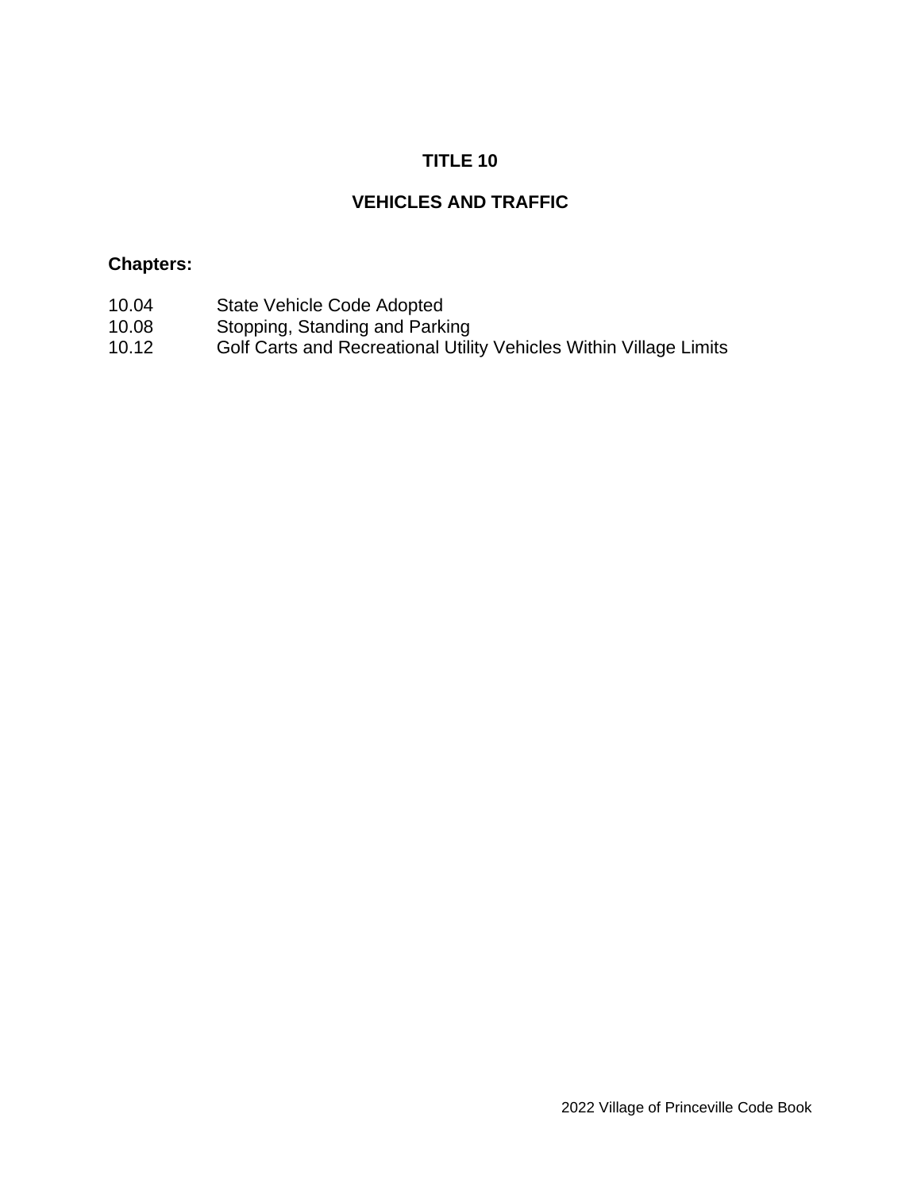# TITLE 10

# VEHICLES AND TRAFFIC

**Chapters:**

| | |
|---|---|
| 10.04 | State Vehicle Code Adopted |
| 10.08 | Stopping, Standing and Parking |
| 10.12 | Golf Carts and Recreational Utility Vehicles Within Village Limits |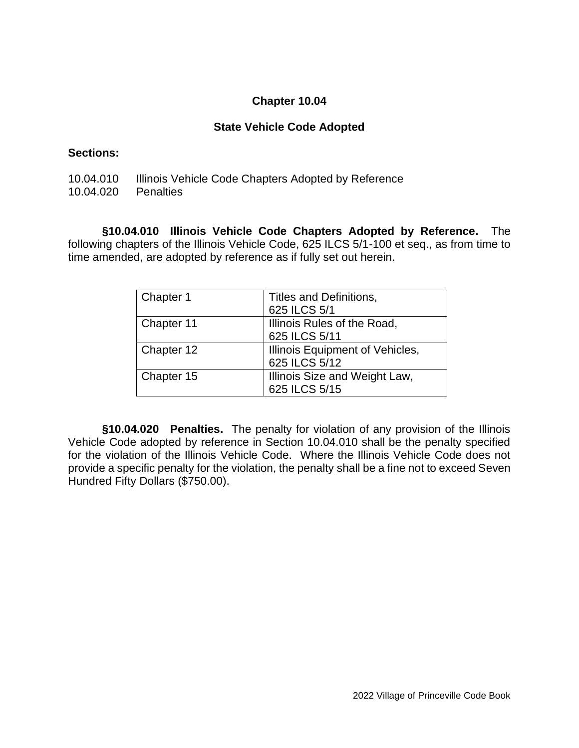# Chapter 10.04

## State Vehicle Code Adopted

**Sections:**

10.04.010 Illinois Vehicle Code Chapters Adopted by Reference
10.04.020 Penalties

**§10.04.010 Illinois Vehicle Code Chapters Adopted by Reference.** The following chapters of the Illinois Vehicle Code, 625 ILCS 5/1-100 et seq., as from time to time amended, are adopted by reference as if fully set out herein.

| | |
|---|---|
| Chapter 1 | Titles and Definitions, 625 ILCS 5/1 |
| Chapter 11 | Illinois Rules of the Road, 625 ILCS 5/11 |
| Chapter 12 | Illinois Equipment of Vehicles, 625 ILCS 5/12 |
| Chapter 15 | Illinois Size and Weight Law, 625 ILCS 5/15 |

**§10.04.020 Penalties.** The penalty for violation of any provision of the Illinois Vehicle Code adopted by reference in Section 10.04.010 shall be the penalty specified for the violation of the Illinois Vehicle Code. Where the Illinois Vehicle Code does not provide a specific penalty for the violation, the penalty shall be a fine not to exceed Seven Hundred Fifty Dollars ($750.00).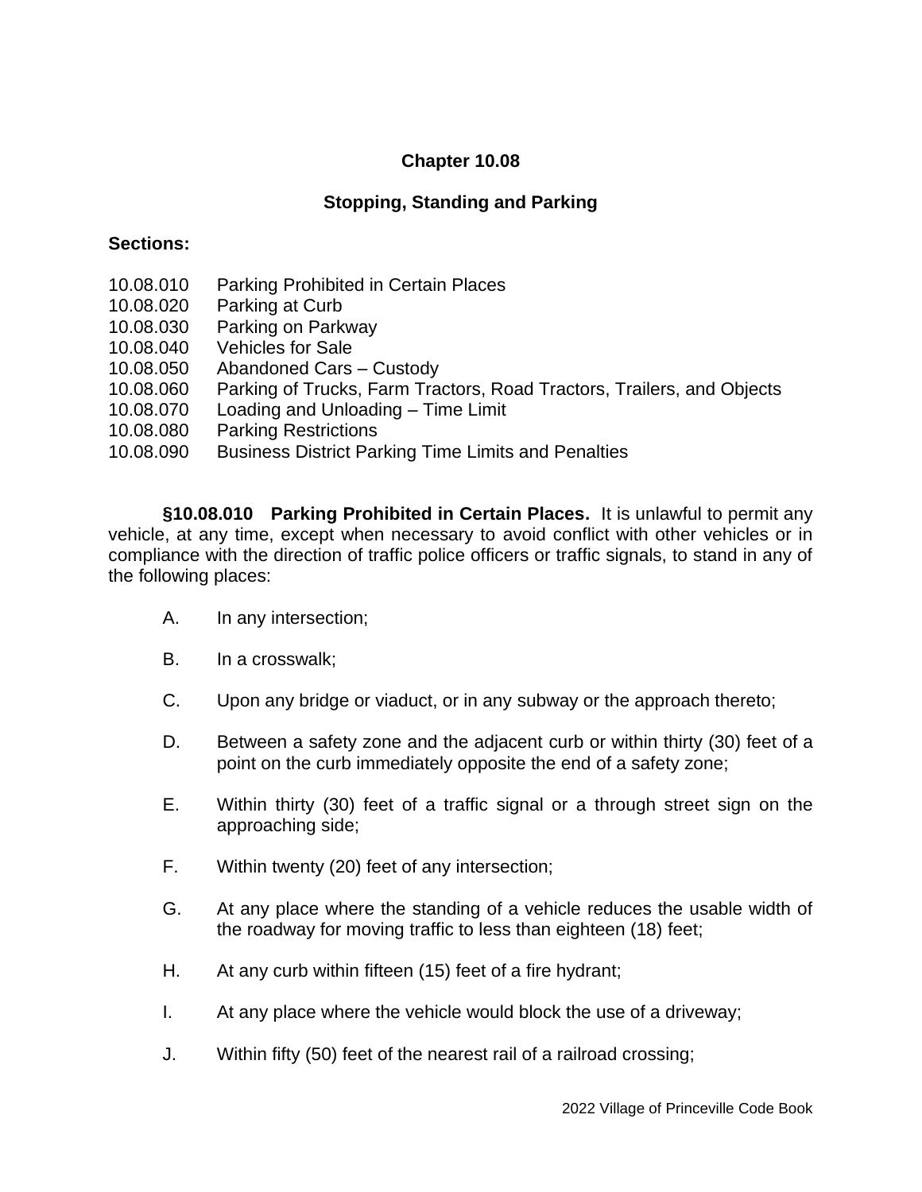# Chapter 10.08

## Stopping, Standing and Parking

**Sections:**

10.08.010 Parking Prohibited in Certain Places
10.08.020 Parking at Curb
10.08.030 Parking on Parkway
10.08.040 Vehicles for Sale
10.08.050 Abandoned Cars – Custody
10.08.060 Parking of Trucks, Farm Tractors, Road Tractors, Trailers, and Objects
10.08.070 Loading and Unloading – Time Limit
10.08.080 Parking Restrictions
10.08.090 Business District Parking Time Limits and Penalties

**§10.08.010 Parking Prohibited in Certain Places.** It is unlawful to permit any vehicle, at any time, except when necessary to avoid conflict with other vehicles or in compliance with the direction of traffic police officers or traffic signals, to stand in any of the following places:

A. In any intersection;

B. In a crosswalk;

C. Upon any bridge or viaduct, or in any subway or the approach thereto;

D. Between a safety zone and the adjacent curb or within thirty (30) feet of a point on the curb immediately opposite the end of a safety zone;

E. Within thirty (30) feet of a traffic signal or a through street sign on the approaching side;

F. Within twenty (20) feet of any intersection;

G. At any place where the standing of a vehicle reduces the usable width of the roadway for moving traffic to less than eighteen (18) feet;

H. At any curb within fifteen (15) feet of a fire hydrant;

I. At any place where the vehicle would block the use of a driveway;

J. Within fifty (50) feet of the nearest rail of a railroad crossing;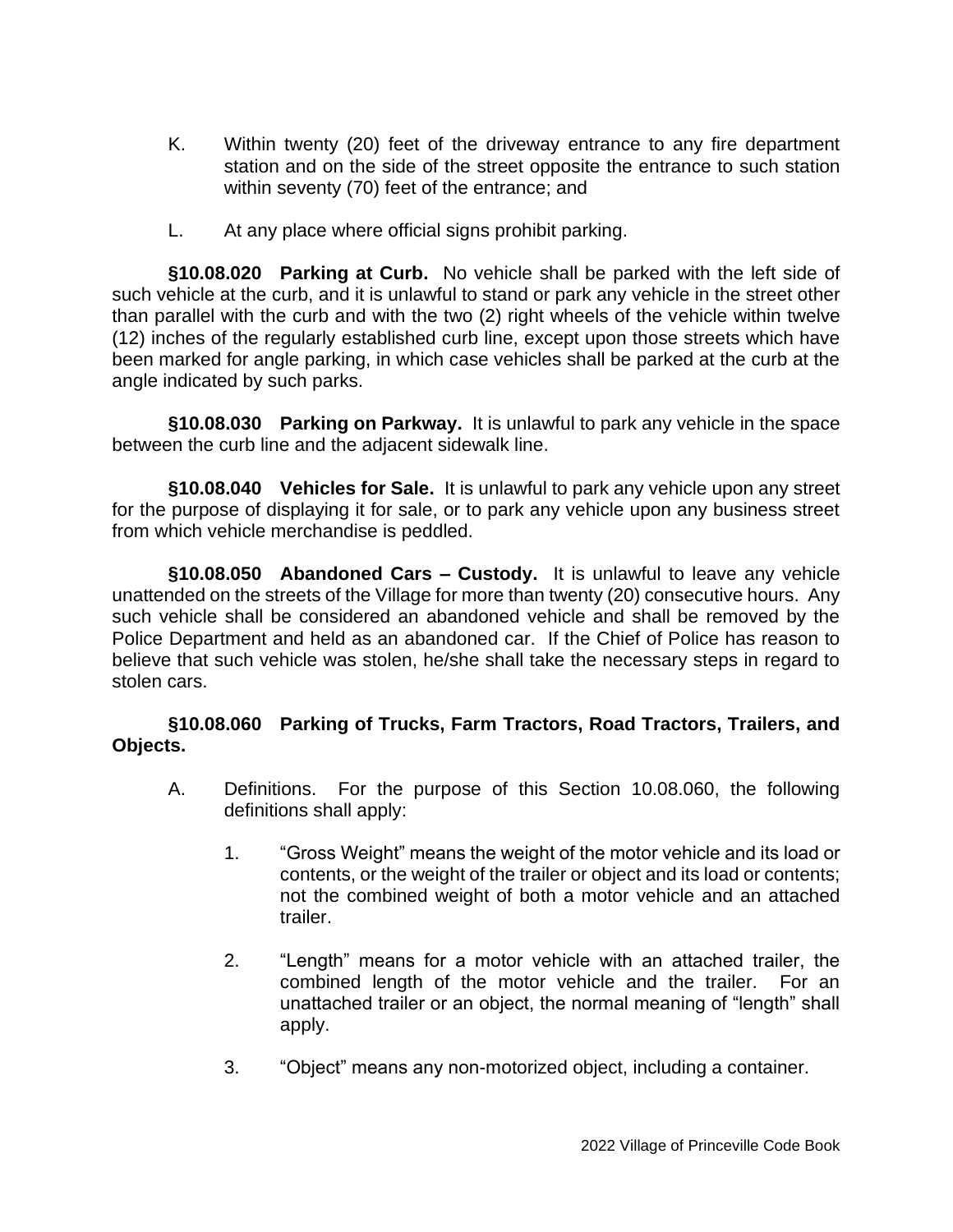K. Within twenty (20) feet of the driveway entrance to any fire department station and on the side of the street opposite the entrance to such station within seventy (70) feet of the entrance; and

L. At any place where official signs prohibit parking.

**§10.08.020 Parking at Curb.** No vehicle shall be parked with the left side of such vehicle at the curb, and it is unlawful to stand or park any vehicle in the street other than parallel with the curb and with the two (2) right wheels of the vehicle within twelve (12) inches of the regularly established curb line, except upon those streets which have been marked for angle parking, in which case vehicles shall be parked at the curb at the angle indicated by such parks.

**§10.08.030 Parking on Parkway.** It is unlawful to park any vehicle in the space between the curb line and the adjacent sidewalk line.

**§10.08.040 Vehicles for Sale.** It is unlawful to park any vehicle upon any street for the purpose of displaying it for sale, or to park any vehicle upon any business street from which vehicle merchandise is peddled.

**§10.08.050 Abandoned Cars – Custody.** It is unlawful to leave any vehicle unattended on the streets of the Village for more than twenty (20) consecutive hours. Any such vehicle shall be considered an abandoned vehicle and shall be removed by the Police Department and held as an abandoned car. If the Chief of Police has reason to believe that such vehicle was stolen, he/she shall take the necessary steps in regard to stolen cars.

**§10.08.060 Parking of Trucks, Farm Tractors, Road Tractors, Trailers, and Objects.**

A. Definitions. For the purpose of this Section 10.08.060, the following definitions shall apply:

1. "Gross Weight" means the weight of the motor vehicle and its load or contents, or the weight of the trailer or object and its load or contents; not the combined weight of both a motor vehicle and an attached trailer.

2. "Length" means for a motor vehicle with an attached trailer, the combined length of the motor vehicle and the trailer. For an unattached trailer or an object, the normal meaning of "length" shall apply.

3. "Object" means any non-motorized object, including a container.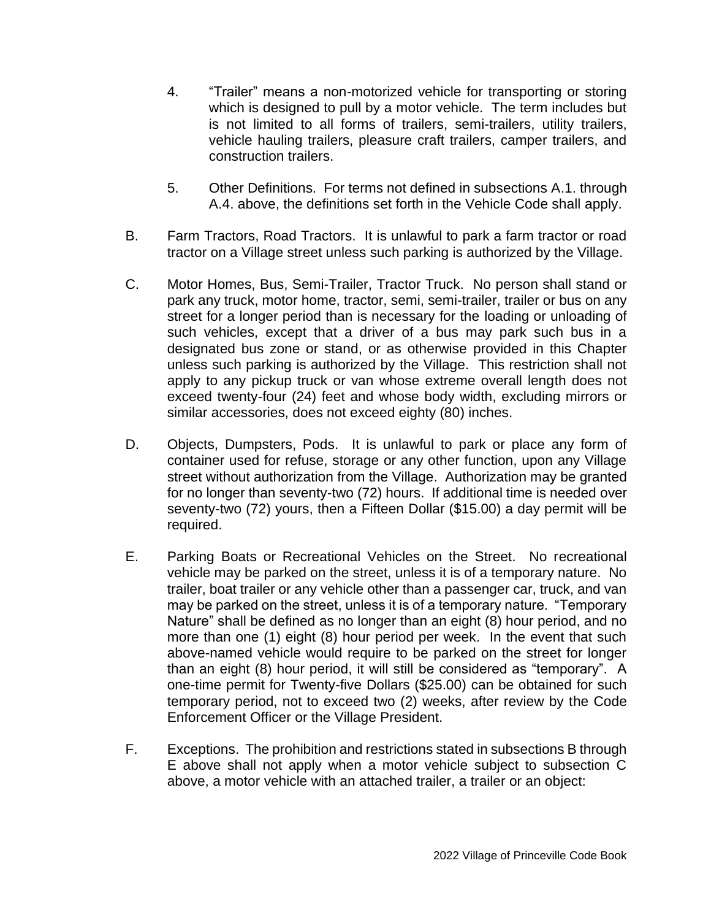4. "Trailer" means a non-motorized vehicle for transporting or storing which is designed to pull by a motor vehicle. The term includes but is not limited to all forms of trailers, semi-trailers, utility trailers, vehicle hauling trailers, pleasure craft trailers, camper trailers, and construction trailers.

5. Other Definitions. For terms not defined in subsections A.1. through A.4. above, the definitions set forth in the Vehicle Code shall apply.

B. Farm Tractors, Road Tractors. It is unlawful to park a farm tractor or road tractor on a Village street unless such parking is authorized by the Village.

C. Motor Homes, Bus, Semi-Trailer, Tractor Truck. No person shall stand or park any truck, motor home, tractor, semi, semi-trailer, trailer or bus on any street for a longer period than is necessary for the loading or unloading of such vehicles, except that a driver of a bus may park such bus in a designated bus zone or stand, or as otherwise provided in this Chapter unless such parking is authorized by the Village. This restriction shall not apply to any pickup truck or van whose extreme overall length does not exceed twenty-four (24) feet and whose body width, excluding mirrors or similar accessories, does not exceed eighty (80) inches.

D. Objects, Dumpsters, Pods. It is unlawful to park or place any form of container used for refuse, storage or any other function, upon any Village street without authorization from the Village. Authorization may be granted for no longer than seventy-two (72) hours. If additional time is needed over seventy-two (72) yours, then a Fifteen Dollar ($15.00) a day permit will be required.

E. Parking Boats or Recreational Vehicles on the Street. No recreational vehicle may be parked on the street, unless it is of a temporary nature. No trailer, boat trailer or any vehicle other than a passenger car, truck, and van may be parked on the street, unless it is of a temporary nature. "Temporary Nature" shall be defined as no longer than an eight (8) hour period, and no more than one (1) eight (8) hour period per week. In the event that such above-named vehicle would require to be parked on the street for longer than an eight (8) hour period, it will still be considered as "temporary". A one-time permit for Twenty-five Dollars ($25.00) can be obtained for such temporary period, not to exceed two (2) weeks, after review by the Code Enforcement Officer or the Village President.

F. Exceptions. The prohibition and restrictions stated in subsections B through E above shall not apply when a motor vehicle subject to subsection C above, a motor vehicle with an attached trailer, a trailer or an object: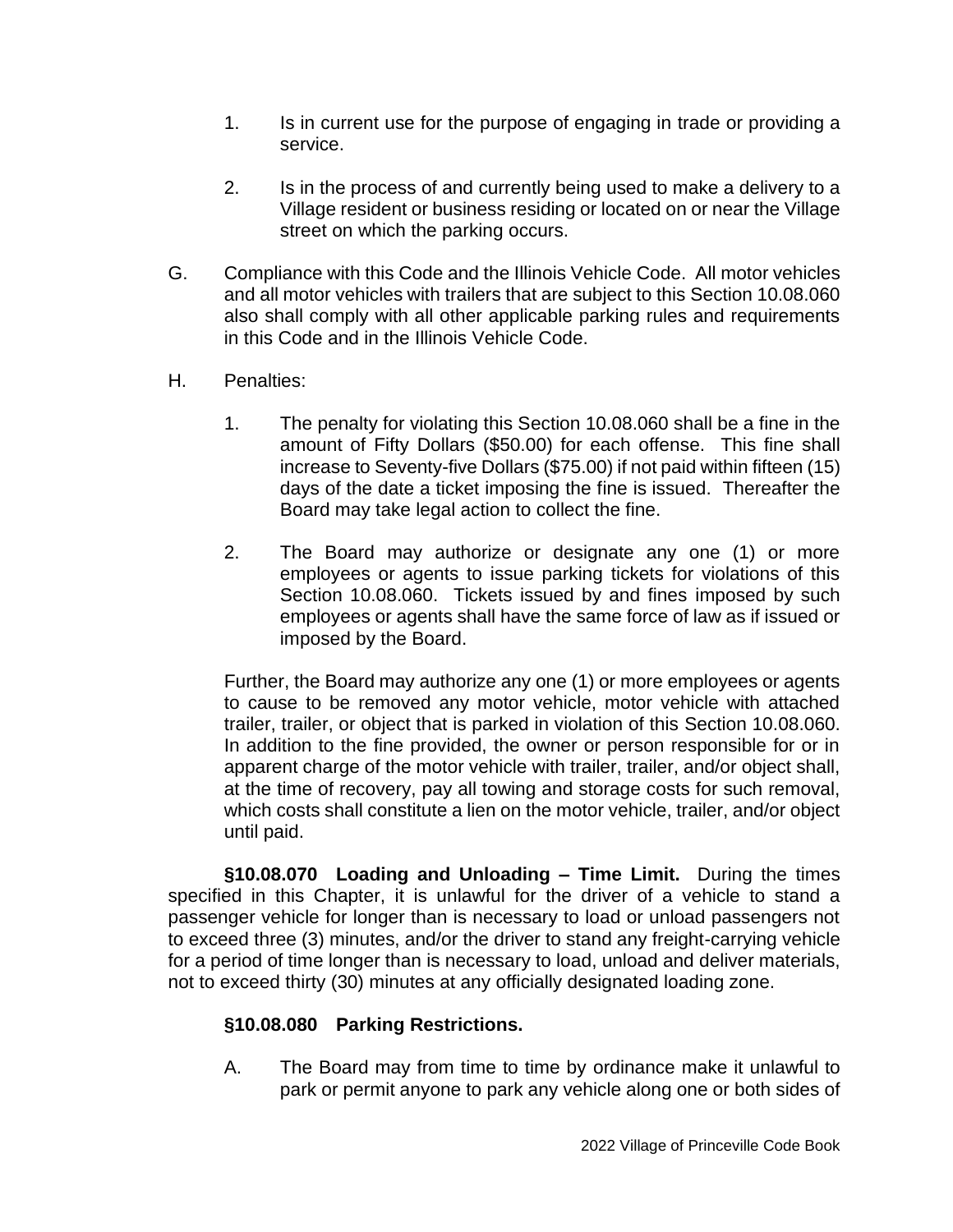1. Is in current use for the purpose of engaging in trade or providing a service.

2. Is in the process of and currently being used to make a delivery to a Village resident or business residing or located on or near the Village street on which the parking occurs.

G. Compliance with this Code and the Illinois Vehicle Code. All motor vehicles and all motor vehicles with trailers that are subject to this Section 10.08.060 also shall comply with all other applicable parking rules and requirements in this Code and in the Illinois Vehicle Code.

H. Penalties:

1. The penalty for violating this Section 10.08.060 shall be a fine in the amount of Fifty Dollars ($50.00) for each offense. This fine shall increase to Seventy-five Dollars ($75.00) if not paid within fifteen (15) days of the date a ticket imposing the fine is issued. Thereafter the Board may take legal action to collect the fine.

2. The Board may authorize or designate any one (1) or more employees or agents to issue parking tickets for violations of this Section 10.08.060. Tickets issued by and fines imposed by such employees or agents shall have the same force of law as if issued or imposed by the Board.

Further, the Board may authorize any one (1) or more employees or agents to cause to be removed any motor vehicle, motor vehicle with attached trailer, trailer, or object that is parked in violation of this Section 10.08.060. In addition to the fine provided, the owner or person responsible for or in apparent charge of the motor vehicle with trailer, trailer, and/or object shall, at the time of recovery, pay all towing and storage costs for such removal, which costs shall constitute a lien on the motor vehicle, trailer, and/or object until paid.

**§10.08.070 Loading and Unloading – Time Limit.** During the times specified in this Chapter, it is unlawful for the driver of a vehicle to stand a passenger vehicle for longer than is necessary to load or unload passengers not to exceed three (3) minutes, and/or the driver to stand any freight-carrying vehicle for a period of time longer than is necessary to load, unload and deliver materials, not to exceed thirty (30) minutes at any officially designated loading zone.

**§10.08.080 Parking Restrictions.**

A. The Board may from time to time by ordinance make it unlawful to park or permit anyone to park any vehicle along one or both sides of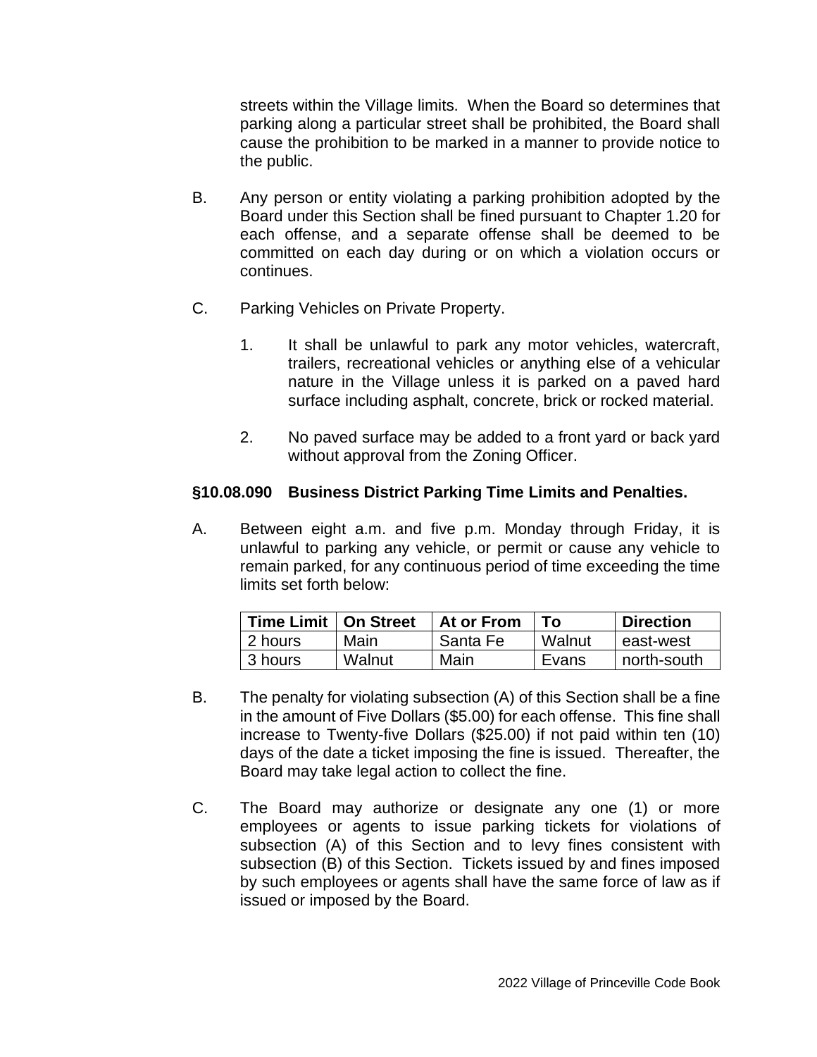streets within the Village limits. When the Board so determines that parking along a particular street shall be prohibited, the Board shall cause the prohibition to be marked in a manner to provide notice to the public.

B. Any person or entity violating a parking prohibition adopted by the Board under this Section shall be fined pursuant to Chapter 1.20 for each offense, and a separate offense shall be deemed to be committed on each day during or on which a violation occurs or continues.

C. Parking Vehicles on Private Property.

1. It shall be unlawful to park any motor vehicles, watercraft, trailers, recreational vehicles or anything else of a vehicular nature in the Village unless it is parked on a paved hard surface including asphalt, concrete, brick or rocked material.

2. No paved surface may be added to a front yard or back yard without approval from the Zoning Officer.

### §10.08.090 Business District Parking Time Limits and Penalties.

A. Between eight a.m. and five p.m. Monday through Friday, it is unlawful to parking any vehicle, or permit or cause any vehicle to remain parked, for any continuous period of time exceeding the time limits set forth below:

| Time Limit | On Street | At or From | To | Direction |
|---|---|---|---|---|
| 2 hours | Main | Santa Fe | Walnut | east-west |
| 3 hours | Walnut | Main | Evans | north-south |

B. The penalty for violating subsection (A) of this Section shall be a fine in the amount of Five Dollars ($5.00) for each offense. This fine shall increase to Twenty-five Dollars ($25.00) if not paid within ten (10) days of the date a ticket imposing the fine is issued. Thereafter, the Board may take legal action to collect the fine.

C. The Board may authorize or designate any one (1) or more employees or agents to issue parking tickets for violations of subsection (A) of this Section and to levy fines consistent with subsection (B) of this Section. Tickets issued by and fines imposed by such employees or agents shall have the same force of law as if issued or imposed by the Board.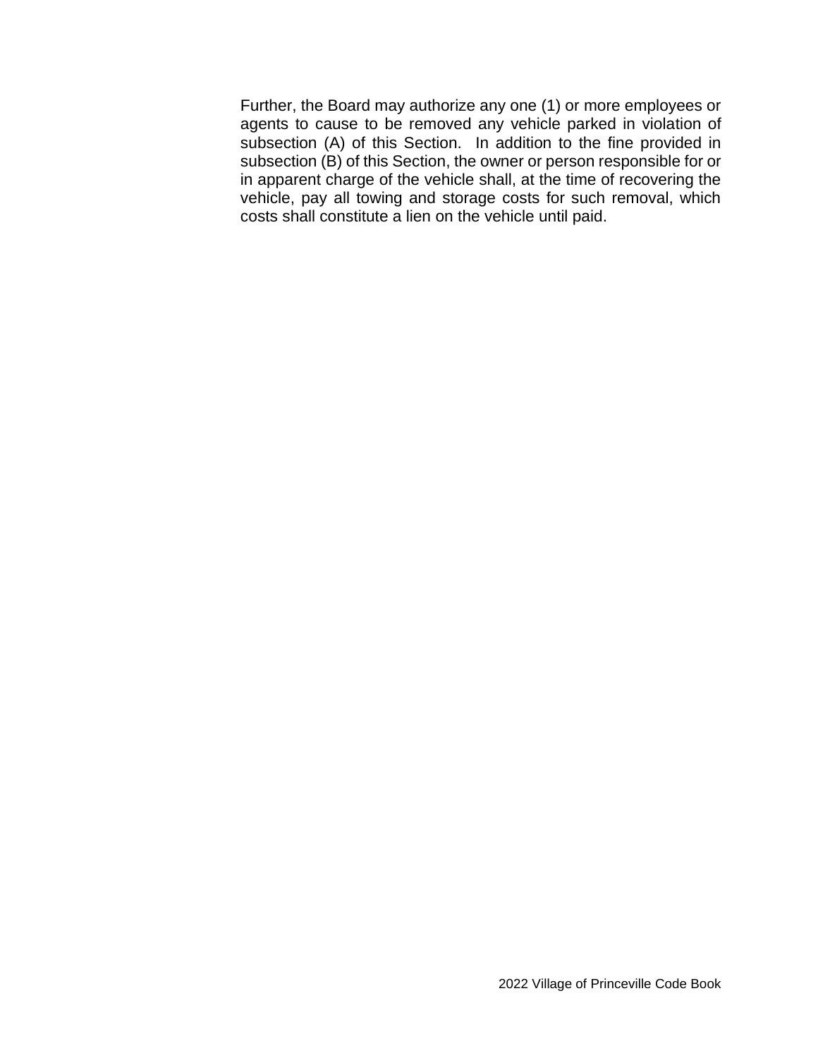Further, the Board may authorize any one (1) or more employees or agents to cause to be removed any vehicle parked in violation of subsection (A) of this Section. In addition to the fine provided in subsection (B) of this Section, the owner or person responsible for or in apparent charge of the vehicle shall, at the time of recovering the vehicle, pay all towing and storage costs for such removal, which costs shall constitute a lien on the vehicle until paid.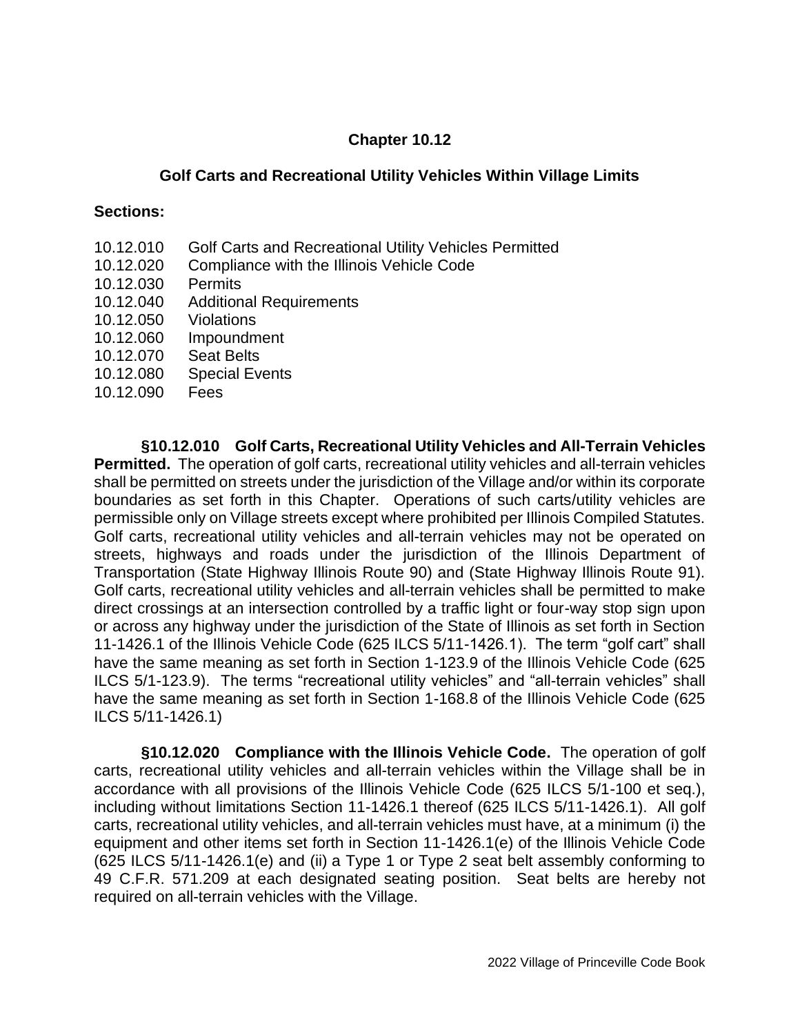## Chapter 10.12

### Golf Carts and Recreational Utility Vehicles Within Village Limits

**Sections:**

10.12.010 Golf Carts and Recreational Utility Vehicles Permitted
10.12.020 Compliance with the Illinois Vehicle Code
10.12.030 Permits
10.12.040 Additional Requirements
10.12.050 Violations
10.12.060 Impoundment
10.12.070 Seat Belts
10.12.080 Special Events
10.12.090 Fees

**§10.12.010 Golf Carts, Recreational Utility Vehicles and All-Terrain Vehicles Permitted.** The operation of golf carts, recreational utility vehicles and all-terrain vehicles shall be permitted on streets under the jurisdiction of the Village and/or within its corporate boundaries as set forth in this Chapter. Operations of such carts/utility vehicles are permissible only on Village streets except where prohibited per Illinois Compiled Statutes. Golf carts, recreational utility vehicles and all-terrain vehicles may not be operated on streets, highways and roads under the jurisdiction of the Illinois Department of Transportation (State Highway Illinois Route 90) and (State Highway Illinois Route 91). Golf carts, recreational utility vehicles and all-terrain vehicles shall be permitted to make direct crossings at an intersection controlled by a traffic light or four-way stop sign upon or across any highway under the jurisdiction of the State of Illinois as set forth in Section 11-1426.1 of the Illinois Vehicle Code (625 ILCS 5/11-1426.1). The term "golf cart" shall have the same meaning as set forth in Section 1-123.9 of the Illinois Vehicle Code (625 ILCS 5/1-123.9). The terms "recreational utility vehicles" and "all-terrain vehicles" shall have the same meaning as set forth in Section 1-168.8 of the Illinois Vehicle Code (625 ILCS 5/11-1426.1)

**§10.12.020 Compliance with the Illinois Vehicle Code.** The operation of golf carts, recreational utility vehicles and all-terrain vehicles within the Village shall be in accordance with all provisions of the Illinois Vehicle Code (625 ILCS 5/1-100 et seq.), including without limitations Section 11-1426.1 thereof (625 ILCS 5/11-1426.1). All golf carts, recreational utility vehicles, and all-terrain vehicles must have, at a minimum (i) the equipment and other items set forth in Section 11-1426.1(e) of the Illinois Vehicle Code (625 ILCS 5/11-1426.1(e) and (ii) a Type 1 or Type 2 seat belt assembly conforming to 49 C.F.R. 571.209 at each designated seating position. Seat belts are hereby not required on all-terrain vehicles with the Village.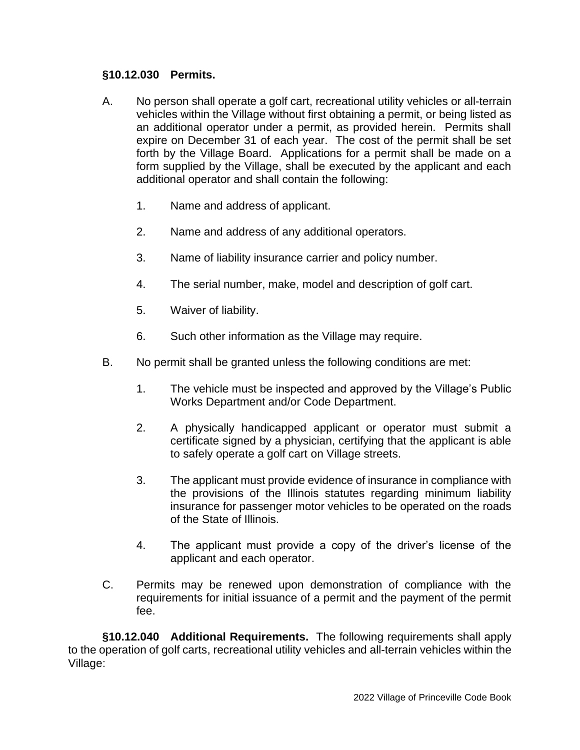**§10.12.030 Permits.**

A. No person shall operate a golf cart, recreational utility vehicles or all-terrain vehicles within the Village without first obtaining a permit, or being listed as an additional operator under a permit, as provided herein. Permits shall expire on December 31 of each year. The cost of the permit shall be set forth by the Village Board. Applications for a permit shall be made on a form supplied by the Village, shall be executed by the applicant and each additional operator and shall contain the following:

   1. Name and address of applicant.

   2. Name and address of any additional operators.

   3. Name of liability insurance carrier and policy number.

   4. The serial number, make, model and description of golf cart.

   5. Waiver of liability.

   6. Such other information as the Village may require.

B. No permit shall be granted unless the following conditions are met:

   1. The vehicle must be inspected and approved by the Village's Public Works Department and/or Code Department.

   2. A physically handicapped applicant or operator must submit a certificate signed by a physician, certifying that the applicant is able to safely operate a golf cart on Village streets.

   3. The applicant must provide evidence of insurance in compliance with the provisions of the Illinois statutes regarding minimum liability insurance for passenger motor vehicles to be operated on the roads of the State of Illinois.

   4. The applicant must provide a copy of the driver's license of the applicant and each operator.

C. Permits may be renewed upon demonstration of compliance with the requirements for initial issuance of a permit and the payment of the permit fee.

**§10.12.040 Additional Requirements.** The following requirements shall apply to the operation of golf carts, recreational utility vehicles and all-terrain vehicles within the Village: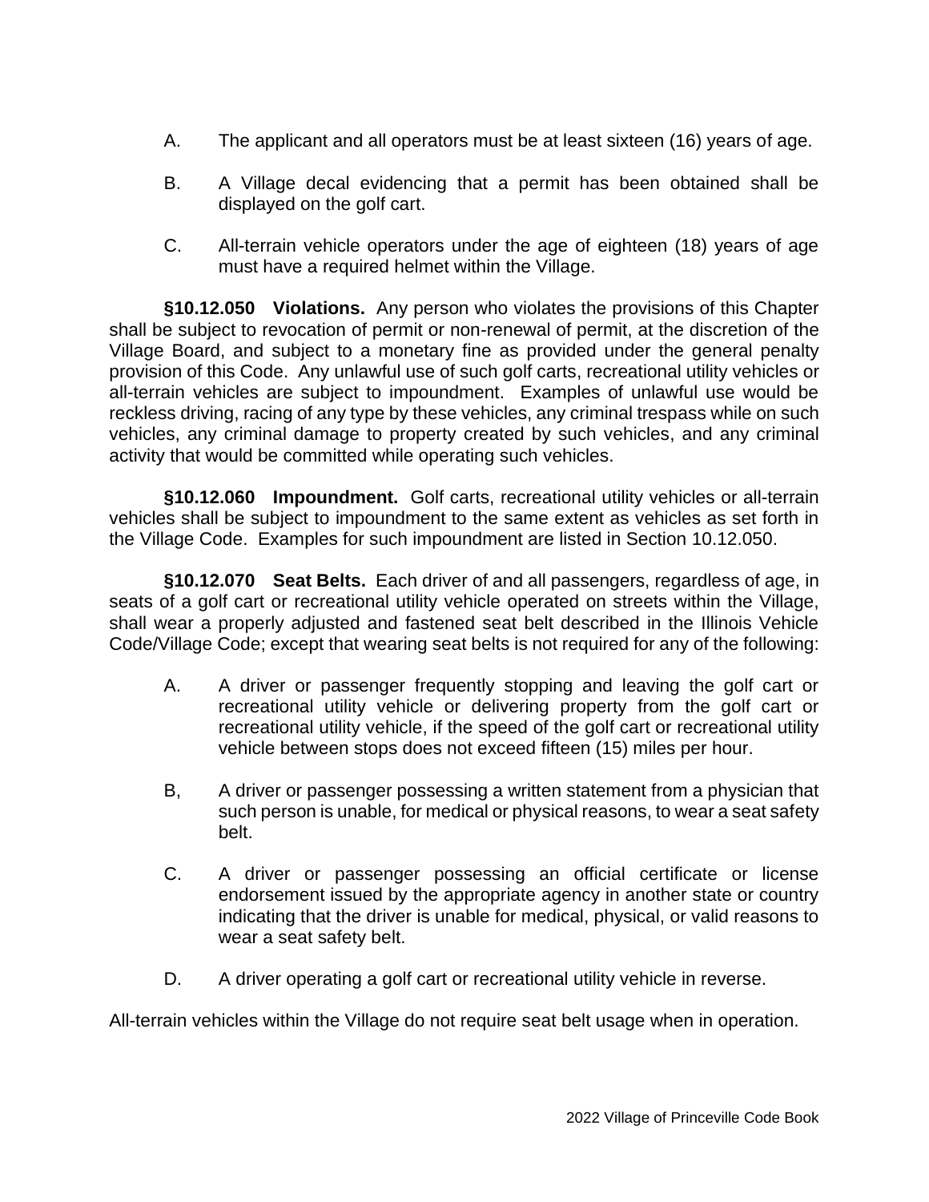A. The applicant and all operators must be at least sixteen (16) years of age.

B. A Village decal evidencing that a permit has been obtained shall be displayed on the golf cart.

C. All-terrain vehicle operators under the age of eighteen (18) years of age must have a required helmet within the Village.

**§10.12.050 Violations.** Any person who violates the provisions of this Chapter shall be subject to revocation of permit or non-renewal of permit, at the discretion of the Village Board, and subject to a monetary fine as provided under the general penalty provision of this Code. Any unlawful use of such golf carts, recreational utility vehicles or all-terrain vehicles are subject to impoundment. Examples of unlawful use would be reckless driving, racing of any type by these vehicles, any criminal trespass while on such vehicles, any criminal damage to property created by such vehicles, and any criminal activity that would be committed while operating such vehicles.

**§10.12.060 Impoundment.** Golf carts, recreational utility vehicles or all-terrain vehicles shall be subject to impoundment to the same extent as vehicles as set forth in the Village Code. Examples for such impoundment are listed in Section 10.12.050.

**§10.12.070 Seat Belts.** Each driver of and all passengers, regardless of age, in seats of a golf cart or recreational utility vehicle operated on streets within the Village, shall wear a properly adjusted and fastened seat belt described in the Illinois Vehicle Code/Village Code; except that wearing seat belts is not required for any of the following:

A. A driver or passenger frequently stopping and leaving the golf cart or recreational utility vehicle or delivering property from the golf cart or recreational utility vehicle, if the speed of the golf cart or recreational utility vehicle between stops does not exceed fifteen (15) miles per hour.

B, A driver or passenger possessing a written statement from a physician that such person is unable, for medical or physical reasons, to wear a seat safety belt.

C. A driver or passenger possessing an official certificate or license endorsement issued by the appropriate agency in another state or country indicating that the driver is unable for medical, physical, or valid reasons to wear a seat safety belt.

D. A driver operating a golf cart or recreational utility vehicle in reverse.

All-terrain vehicles within the Village do not require seat belt usage when in operation.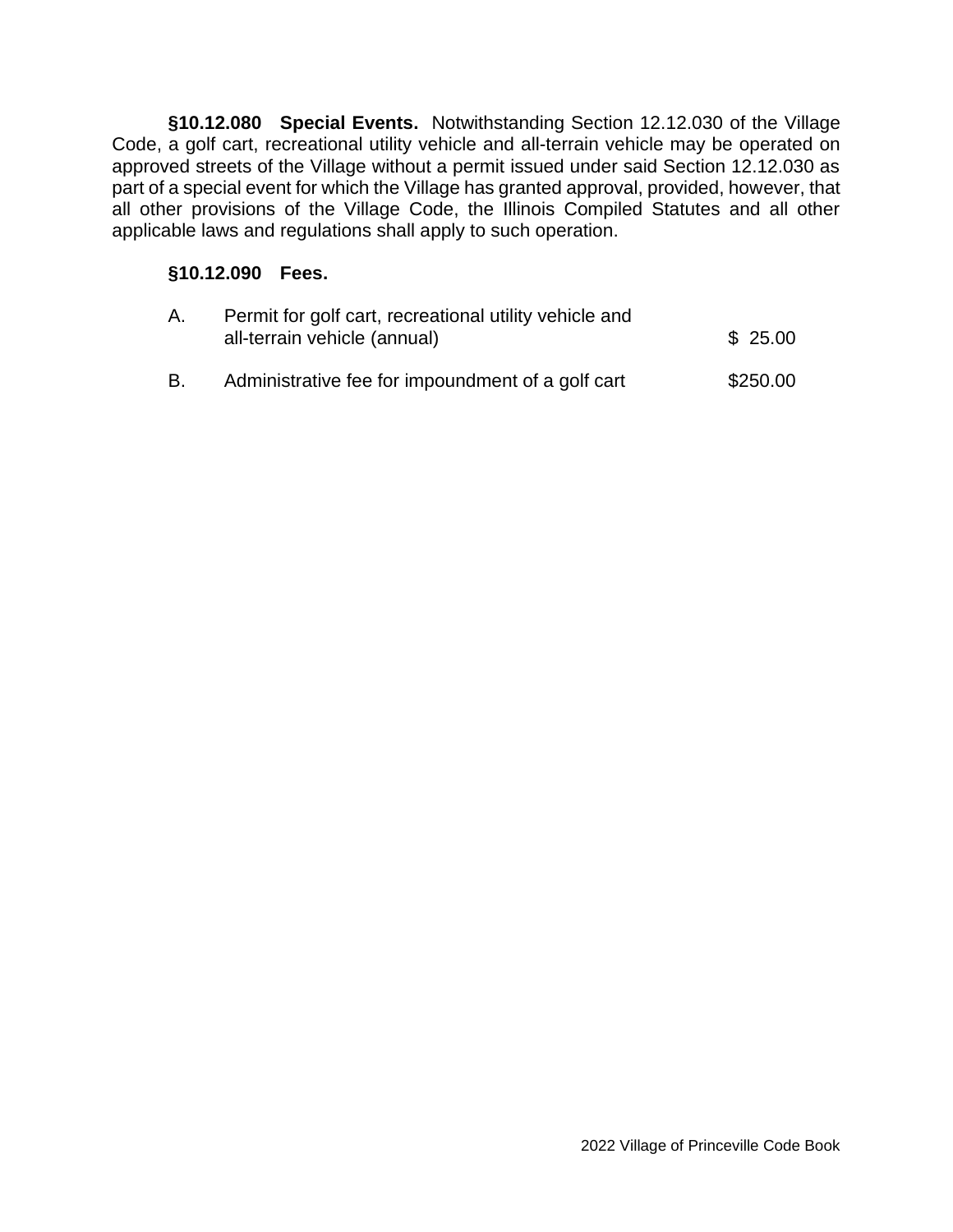**§10.12.080 Special Events.** Notwithstanding Section 12.12.030 of the Village Code, a golf cart, recreational utility vehicle and all-terrain vehicle may be operated on approved streets of the Village without a permit issued under said Section 12.12.030 as part of a special event for which the Village has granted approval, provided, however, that all other provisions of the Village Code, the Illinois Compiled Statutes and all other applicable laws and regulations shall apply to such operation.

**§10.12.090 Fees.**

| | | |
|---|---|---|
| A. | Permit for golf cart, recreational utility vehicle and all-terrain vehicle (annual) | $ 25.00 |
| B. | Administrative fee for impoundment of a golf cart | $250.00 |